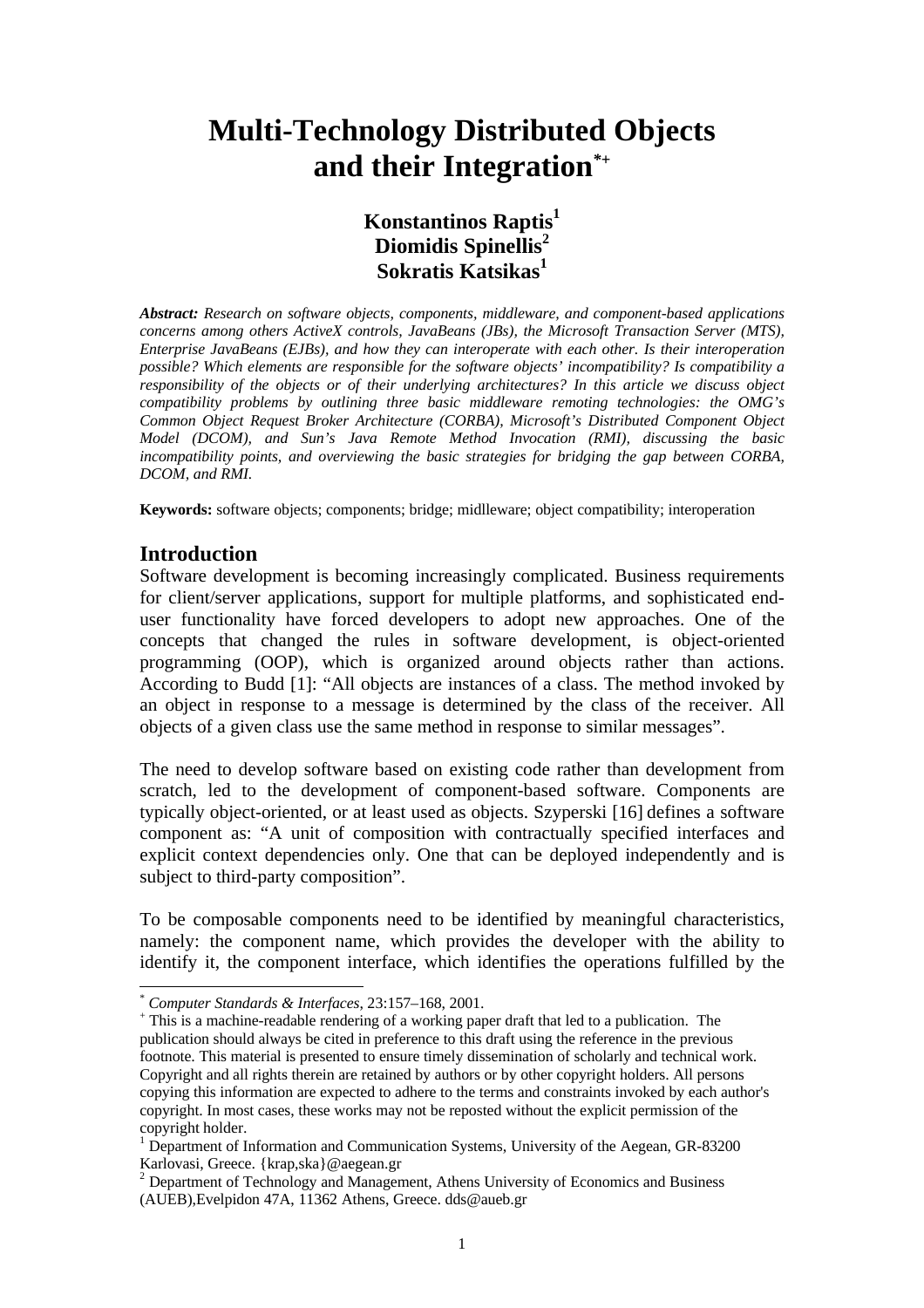# Multi-Technology Distributed Objects and their Integration[*+]

**Konstantinos Raptis[1]**
**Diomidis Spinellis[2]**
**Sokratis Katsikas[1]**

***Abstract:*** *Research on software objects, components, middleware, and component-based applications concerns among others ActiveX controls, JavaBeans (JBs), the Microsoft Transaction Server (MTS), Enterprise JavaBeans (EJBs), and how they can interoperate with each other. Is their interoperation possible? Which elements are responsible for the software objects' incompatibility? Is compatibility a responsibility of the objects or of their underlying architectures? In this article we discuss object compatibility problems by outlining three basic middleware remoting technologies: the OMG's Common Object Request Broker Architecture (CORBA), Microsoft's Distributed Component Object Model (DCOM), and Sun's Java Remote Method Invocation (RMI), discussing the basic incompatibility points, and overviewing the basic strategies for bridging the gap between CORBA, DCOM, and RMI.*

**Keywords:** software objects; components; bridge; midlleware; object compatibility; interoperation

## Introduction

Software development is becoming increasingly complicated. Business requirements for client/server applications, support for multiple platforms, and sophisticated end-user functionality have forced developers to adopt new approaches. One of the concepts that changed the rules in software development, is object-oriented programming (OOP), which is organized around objects rather than actions. According to Budd [1]: "All objects are instances of a class. The method invoked by an object in response to a message is determined by the class of the receiver. All objects of a given class use the same method in response to similar messages".

The need to develop software based on existing code rather than development from scratch, led to the development of component-based software. Components are typically object-oriented, or at least used as objects. Szyperski [16] defines a software component as: "A unit of composition with contractually specified interfaces and explicit context dependencies only. One that can be deployed independently and is subject to third-party composition".

To be composable components need to be identified by meaningful characteristics, namely: the component name, which provides the developer with the ability to identify it, the component interface, which identifies the operations fulfilled by the

---

[*] *Computer Standards & Interfaces*, 23:157–168, 2001.

[+] This is a machine-readable rendering of a working paper draft that led to a publication. The publication should always be cited in preference to this draft using the reference in the previous footnote. This material is presented to ensure timely dissemination of scholarly and technical work. Copyright and all rights therein are retained by authors or by other copyright holders. All persons copying this information are expected to adhere to the terms and constraints invoked by each author's copyright. In most cases, these works may not be reposted without the explicit permission of the copyright holder.

[1] Department of Information and Communication Systems, University of the Aegean, GR-83200 Karlovasi, Greece. {krap,ska}@aegean.gr

[2] Department of Technology and Management, Athens University of Economics and Business (AUEB),Evelpidon 47A, 11362 Athens, Greece. dds@aueb.gr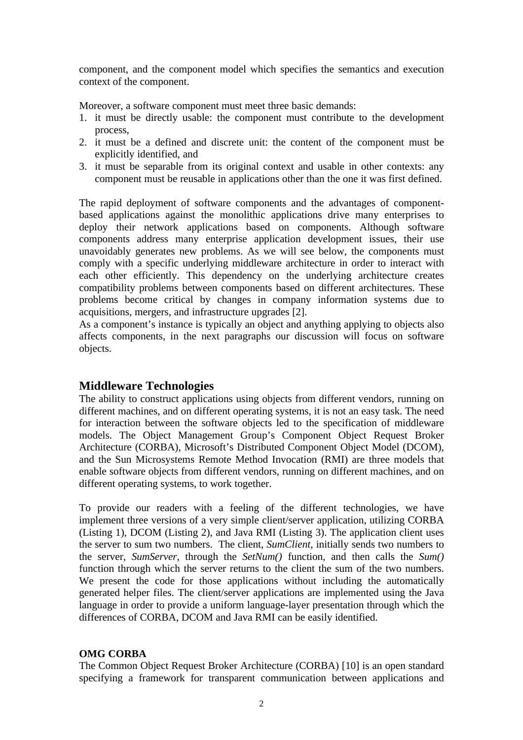component, and the component model which specifies the semantics and execution context of the component.

Moreover, a software component must meet three basic demands:

1. it must be directly usable: the component must contribute to the development process,
2. it must be a defined and discrete unit: the content of the component must be explicitly identified, and
3. it must be separable from its original context and usable in other contexts: any component must be reusable in applications other than the one it was first defined.

The rapid deployment of software components and the advantages of component-based applications against the monolithic applications drive many enterprises to deploy their network applications based on components. Although software components address many enterprise application development issues, their use unavoidably generates new problems. As we will see below, the components must comply with a specific underlying middleware architecture in order to interact with each other efficiently. This dependency on the underlying architecture creates compatibility problems between components based on different architectures. These problems become critical by changes in company information systems due to acquisitions, mergers, and infrastructure upgrades [2].

As a component's instance is typically an object and anything applying to objects also affects components, in the next paragraphs our discussion will focus on software objects.

## Middleware Technologies

The ability to construct applications using objects from different vendors, running on different machines, and on different operating systems, it is not an easy task. The need for interaction between the software objects led to the specification of middleware models. The Object Management Group's Component Object Request Broker Architecture (CORBA), Microsoft's Distributed Component Object Model (DCOM), and the Sun Microsystems Remote Method Invocation (RMI) are three models that enable software objects from different vendors, running on different machines, and on different operating systems, to work together.

To provide our readers with a feeling of the different technologies, we have implement three versions of a very simple client/server application, utilizing CORBA (Listing 1), DCOM (Listing 2), and Java RMI (Listing 3). The application client uses the server to sum two numbers. The client, *SumClient*, initially sends two numbers to the server, *SumServer*, through the *SetNum()* function, and then calls the *Sum()* function through which the server returns to the client the sum of the two numbers. We present the code for those applications without including the automatically generated helper files. The client/server applications are implemented using the Java language in order to provide a uniform language-layer presentation through which the differences of CORBA, DCOM and Java RMI can be easily identified.

### OMG CORBA

The Common Object Request Broker Architecture (CORBA) [10] is an open standard specifying a framework for transparent communication between applications and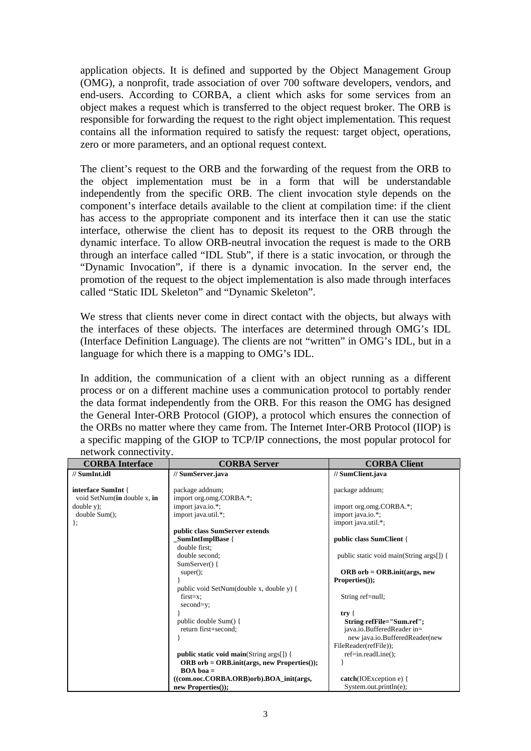application objects. It is defined and supported by the Object Management Group (OMG), a nonprofit, trade association of over 700 software developers, vendors, and end-users. According to CORBA, a client which asks for some services from an object makes a request which is transferred to the object request broker. The ORB is responsible for forwarding the request to the right object implementation. This request contains all the information required to satisfy the request: target object, operations, zero or more parameters, and an optional request context.

The client's request to the ORB and the forwarding of the request from the ORB to the object implementation must be in a form that will be understandable independently from the specific ORB. The client invocation style depends on the component's interface details available to the client at compilation time: if the client has access to the appropriate component and its interface then it can use the static interface, otherwise the client has to deposit its request to the ORB through the dynamic interface. To allow ORB-neutral invocation the request is made to the ORB through an interface called "IDL Stub", if there is a static invocation, or through the "Dynamic Invocation", if there is a dynamic invocation. In the server end, the promotion of the request to the object implementation is also made through interfaces called "Static IDL Skeleton" and "Dynamic Skeleton".

We stress that clients never come in direct contact with the objects, but always with the interfaces of these objects. The interfaces are determined through OMG's IDL (Interface Definition Language). The clients are not "written" in OMG's IDL, but in a language for which there is a mapping to OMG's IDL.

In addition, the communication of a client with an object running as a different process or on a different machine uses a communication protocol to portably render the data format independently from the ORB. For this reason the OMG has designed the General Inter-ORB Protocol (GIOP), a protocol which ensures the connection of the ORBs no matter where they came from. The Internet Inter-ORB Protocol (IIOP) is a specific mapping of the GIOP to TCP/IP connections, the most popular protocol for network connectivity.

| CORBA Interface | CORBA Server | CORBA Client |
|---|---|---|
| **// SumInt.idl**<br><br>**interface SumInt** {<br>  void SetNum(**in** double x, **in** double y);<br>  double Sum();<br>}; | **// SumServer.java**<br><br>package addnum;<br>import org.omg.CORBA.*;<br>import java.io.*;<br>import java.util.*;<br><br>**public class SumServer extends _SumIntImplBase** {<br>  double first;<br>  double second;<br>  SumServer() {<br>    super();<br>  }<br>  public void SetNum(double x, double y) {<br>    first=x;<br>    second=y;<br>  }<br>  public double Sum() {<br>    return first+second;<br>  }<br><br>  **public static void main**(String args[]) {<br>    **ORB orb = ORB.init(args, new Properties());**<br>    **BOA boa = ((com.ooc.CORBA.ORB)orb).BOA_init(args, new Properties());** | **// SumClient.java**<br><br>package addnum;<br><br>import org.omg.CORBA.*;<br>import java.io.*;<br>import java.util.*;<br><br>**public class SumClient** {<br><br>  public static void main(String args[]) {<br><br>    **ORB orb = ORB.init(args, new Properties());**<br><br>    String ref=null;<br><br>    **try** {<br>      **String refFile="Sum.ref";**<br>      java.io.BufferedReader in=<br>        new java.io.BufferedReader(new FileReader(refFile));<br>      ref=in.readLine();<br>    }<br><br>    **catch**(IOException e) {<br>      System.out.println(e); |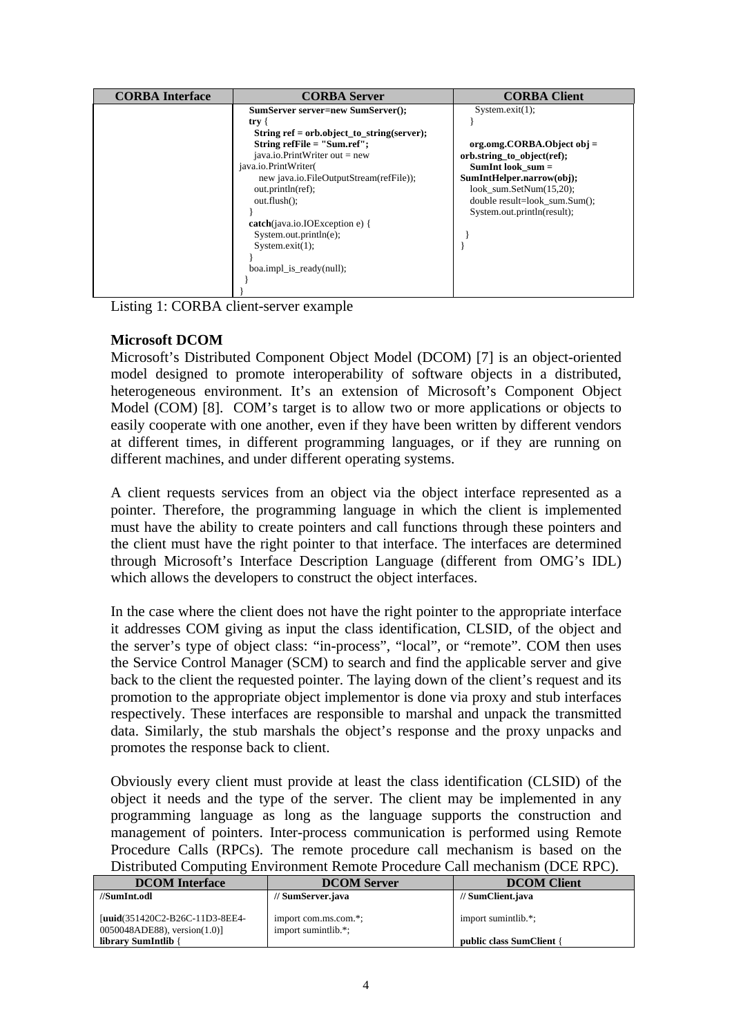| CORBA Interface | CORBA Server | CORBA Client |
|---|---|---|
| | **SumServer server=new SumServer();**<br>**try** {<br>**String ref = orb.object_to_string(server);**<br>**String refFile = "Sum.ref";**<br>java.io.PrintWriter out = new java.io.PrintWriter(<br>new java.io.FileOutputStream(refFile));<br>out.println(ref);<br>out.flush();<br>}<br>**catch**(java.io.IOException e) {<br>System.out.println(e);<br>System.exit(1);<br>}<br>boa.impl_is_ready(null);<br>}<br>} | System.exit(1);<br>}<br><br>**org.omg.CORBA.Object obj = orb.string_to_object(ref);**<br>**SumInt look_sum = SumIntHelper.narrow(obj);**<br>look_sum.SetNum(15,20);<br>double result=look_sum.Sum();<br>System.out.println(result);<br><br>}<br>} |

Listing 1: CORBA client-server example

### Microsoft DCOM

Microsoft's Distributed Component Object Model (DCOM) [7] is an object-oriented model designed to promote interoperability of software objects in a distributed, heterogeneous environment. It's an extension of Microsoft's Component Object Model (COM) [8]. COM's target is to allow two or more applications or objects to easily cooperate with one another, even if they have been written by different vendors at different times, in different programming languages, or if they are running on different machines, and under different operating systems.

A client requests services from an object via the object interface represented as a pointer. Therefore, the programming language in which the client is implemented must have the ability to create pointers and call functions through these pointers and the client must have the right pointer to that interface. The interfaces are determined through Microsoft's Interface Description Language (different from OMG's IDL) which allows the developers to construct the object interfaces.

In the case where the client does not have the right pointer to the appropriate interface it addresses COM giving as input the class identification, CLSID, of the object and the server's type of object class: "in-process", "local", or "remote". COM then uses the Service Control Manager (SCM) to search and find the applicable server and give back to the client the requested pointer. The laying down of the client's request and its promotion to the appropriate object implementor is done via proxy and stub interfaces respectively. These interfaces are responsible to marshal and unpack the transmitted data. Similarly, the stub marshals the object's response and the proxy unpacks and promotes the response back to client.

Obviously every client must provide at least the class identification (CLSID) of the object it needs and the type of the server. The client may be implemented in any programming language as long as the language supports the construction and management of pointers. Inter-process communication is performed using Remote Procedure Calls (RPCs). The remote procedure call mechanism is based on the Distributed Computing Environment Remote Procedure Call mechanism (DCE RPC).

| DCOM Interface | DCOM Server | DCOM Client |
|---|---|---|
| **//SumInt.odl**<br><br>[**uuid**(351420C2-B26C-11D3-8EE4-0050048ADE88), version(1.0)]<br>**library SumIntlib** { | **// SumServer.java**<br><br>import com.ms.com.*;<br>import sumintlib.*; | **// SumClient.java**<br><br>import sumintlib.*;<br><br>**public class SumClient** { |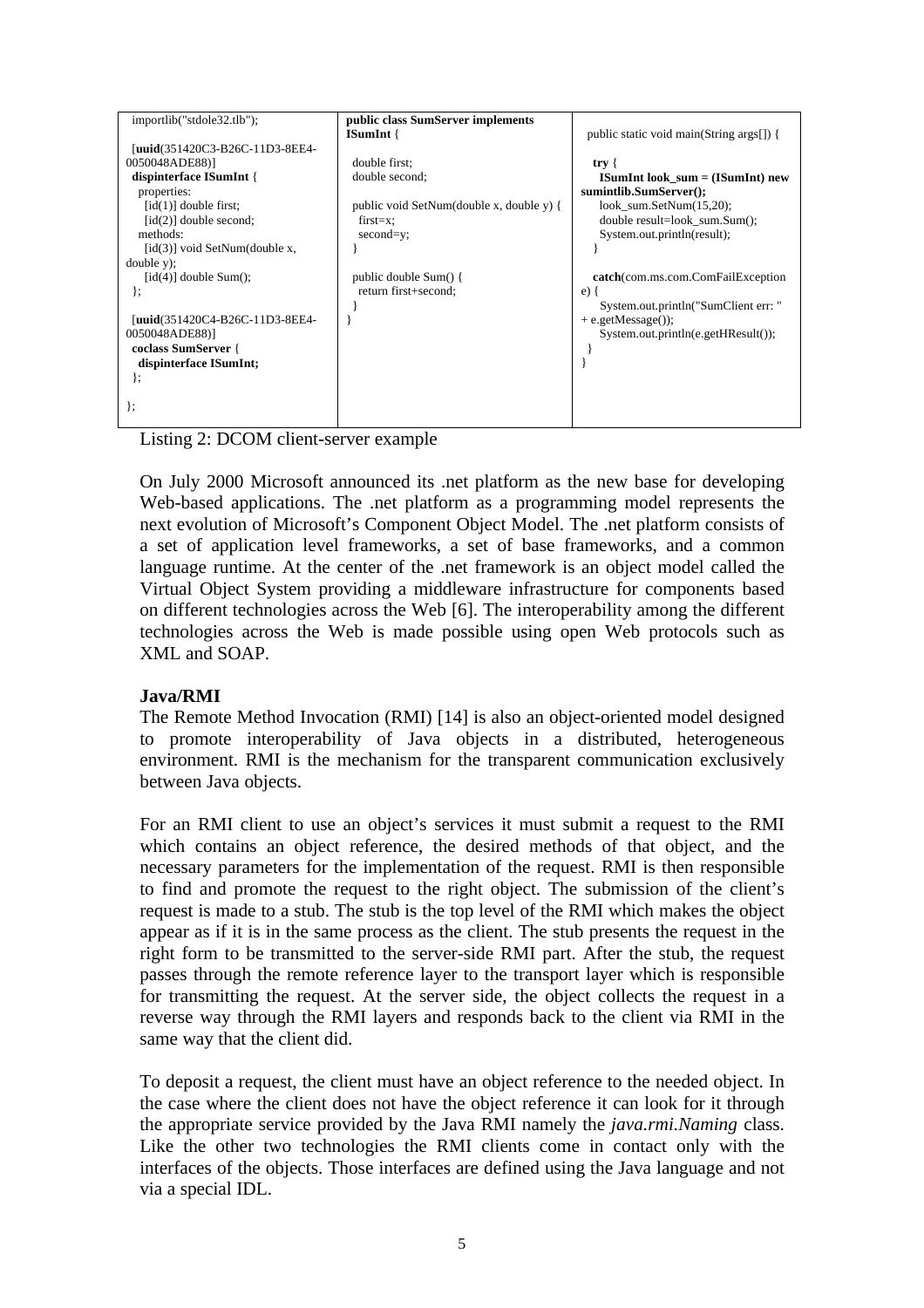```
importlib("stdole32.tlb");

[uuid(351420C3-B26C-11D3-8EE4-0050048ADE88)]
dispinterface ISumInt {
  properties:
    [id(1)] double first;
    [id(2)] double second;
  methods:
    [id(3)] void SetNum(double x, double y);
    [id(4)] double Sum();
};

[uuid(351420C4-B26C-11D3-8EE4-0050048ADE88)]
coclass SumServer {
  dispinterface ISumInt;
};

};
```

```
public class SumServer implements ISumInt {

  double first;
  double second;

  public void SetNum(double x, double y) {
    first=x;
    second=y;
  }

  public double Sum() {
    return first+second;
  }
}
```

```
public static void main(String args[]) {

  try {
    ISumInt look_sum = (ISumInt) new sumintlib.SumServer();
    look_sum.SetNum(15,20);
    double result=look_sum.Sum();
    System.out.println(result);
  }

  catch(com.ms.com.ComFailException e) {
    System.out.println("SumClient err: " + e.getMessage());
    System.out.println(e.getHResult());
  }
}
```

Listing 2: DCOM client-server example

On July 2000 Microsoft announced its .net platform as the new base for developing Web-based applications. The .net platform as a programming model represents the next evolution of Microsoft's Component Object Model. The .net platform consists of a set of application level frameworks, a set of base frameworks, and a common language runtime. At the center of the .net framework is an object model called the Virtual Object System providing a middleware infrastructure for components based on different technologies across the Web [6]. The interoperability among the different technologies across the Web is made possible using open Web protocols such as XML and SOAP.

### Java/RMI

The Remote Method Invocation (RMI) [14] is also an object-oriented model designed to promote interoperability of Java objects in a distributed, heterogeneous environment. RMI is the mechanism for the transparent communication exclusively between Java objects.

For an RMI client to use an object's services it must submit a request to the RMI which contains an object reference, the desired methods of that object, and the necessary parameters for the implementation of the request. RMI is then responsible to find and promote the request to the right object. The submission of the client's request is made to a stub. The stub is the top level of the RMI which makes the object appear as if it is in the same process as the client. The stub presents the request in the right form to be transmitted to the server-side RMI part. After the stub, the request passes through the remote reference layer to the transport layer which is responsible for transmitting the request. At the server side, the object collects the request in a reverse way through the RMI layers and responds back to the client via RMI in the same way that the client did.

To deposit a request, the client must have an object reference to the needed object. In the case where the client does not have the object reference it can look for it through the appropriate service provided by the Java RMI namely the *java.rmi.Naming* class. Like the other two technologies the RMI clients come in contact only with the interfaces of the objects. Those interfaces are defined using the Java language and not via a special IDL.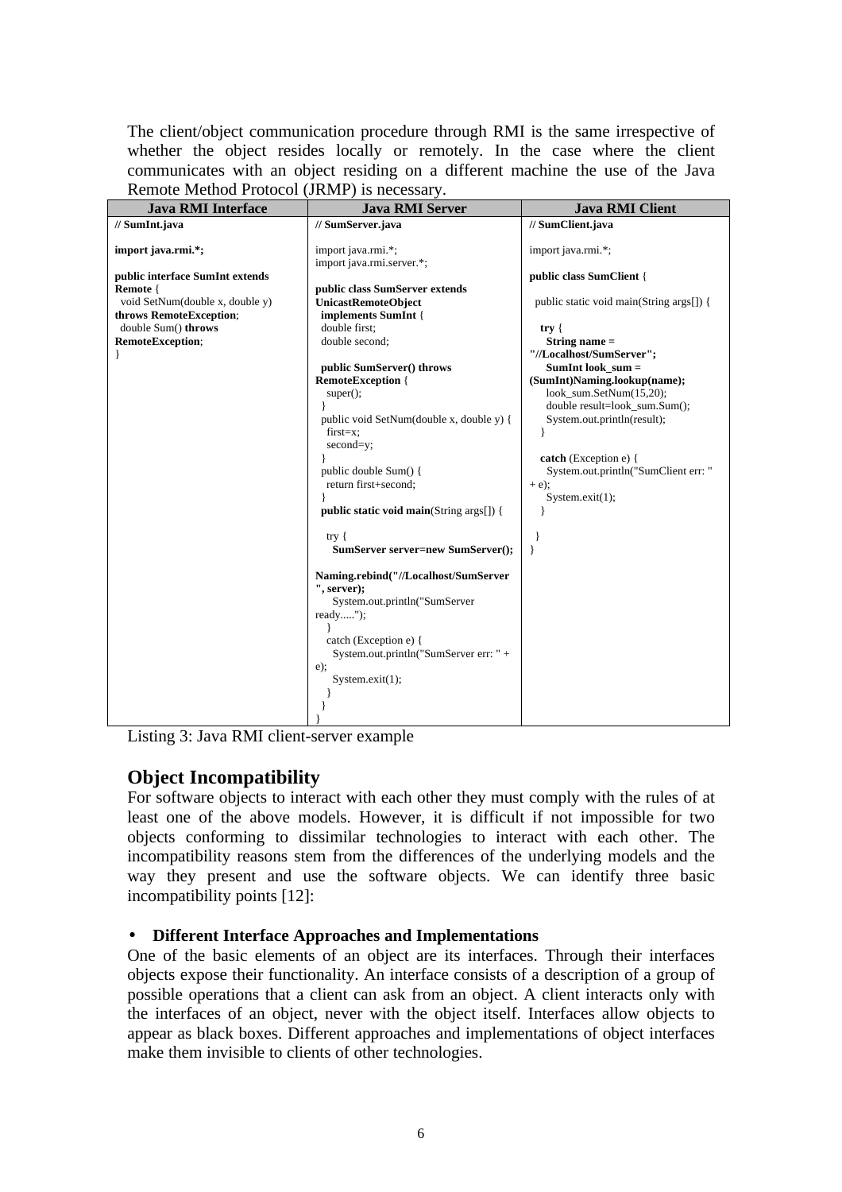The client/object communication procedure through RMI is the same irrespective of whether the object resides locally or remotely. In the case where the client communicates with an object residing on a different machine the use of the Java Remote Method Protocol (JRMP) is necessary.

| Java RMI Interface | Java RMI Server | Java RMI Client |
|---|---|---|
| <pre>// SumInt.java<br><br>import java.rmi.*;<br><br>public interface SumInt extends Remote {<br>  void SetNum(double x, double y) throws RemoteException;<br>  double Sum() throws RemoteException;<br>}</pre> | <pre>// SumServer.java<br><br>import java.rmi.*;<br>import java.rmi.server.*;<br><br>public class SumServer extends UnicastRemoteObject<br>  implements SumInt {<br>  double first;<br>  double second;<br><br>  public SumServer() throws RemoteException {<br>    super();<br>  }<br>  public void SetNum(double x, double y) {<br>    first=x;<br>    second=y;<br>  }<br>  public double Sum() {<br>    return first+second;<br>  }<br>  public static void main(String args[]) {<br><br>    try {<br>      SumServer server=new SumServer();<br><br>Naming.rebind("//Localhost/SumServer", server);<br>      System.out.println("SumServer ready.....");<br>    }<br>    catch (Exception e) {<br>      System.out.println("SumServer err: " + e);<br>      System.exit(1);<br>    }<br>  }<br>}</pre> | <pre>// SumClient.java<br><br>import java.rmi.*;<br><br>public class SumClient {<br><br>  public static void main(String args[]) {<br><br>    try {<br>      String name = "//Localhost/SumServer";<br>      SumInt look_sum = (SumInt)Naming.lookup(name);<br>      look_sum.SetNum(15,20);<br>      double result=look_sum.Sum();<br>      System.out.println(result);<br>    }<br><br>    catch (Exception e) {<br>      System.out.println("SumClient err: " + e);<br>      System.exit(1);<br>    }<br><br>  }<br>}</pre> |

Listing 3: Java RMI client-server example

## Object Incompatibility

For software objects to interact with each other they must comply with the rules of at least one of the above models. However, it is difficult if not impossible for two objects conforming to dissimilar technologies to interact with each other. The incompatibility reasons stem from the differences of the underlying models and the way they present and use the software objects. We can identify three basic incompatibility points [12]:

- **Different Interface Approaches and Implementations**

One of the basic elements of an object are its interfaces. Through their interfaces objects expose their functionality. An interface consists of a description of a group of possible operations that a client can ask from an object. A client interacts only with the interfaces of an object, never with the object itself. Interfaces allow objects to appear as black boxes. Different approaches and implementations of object interfaces make them invisible to clients of other technologies.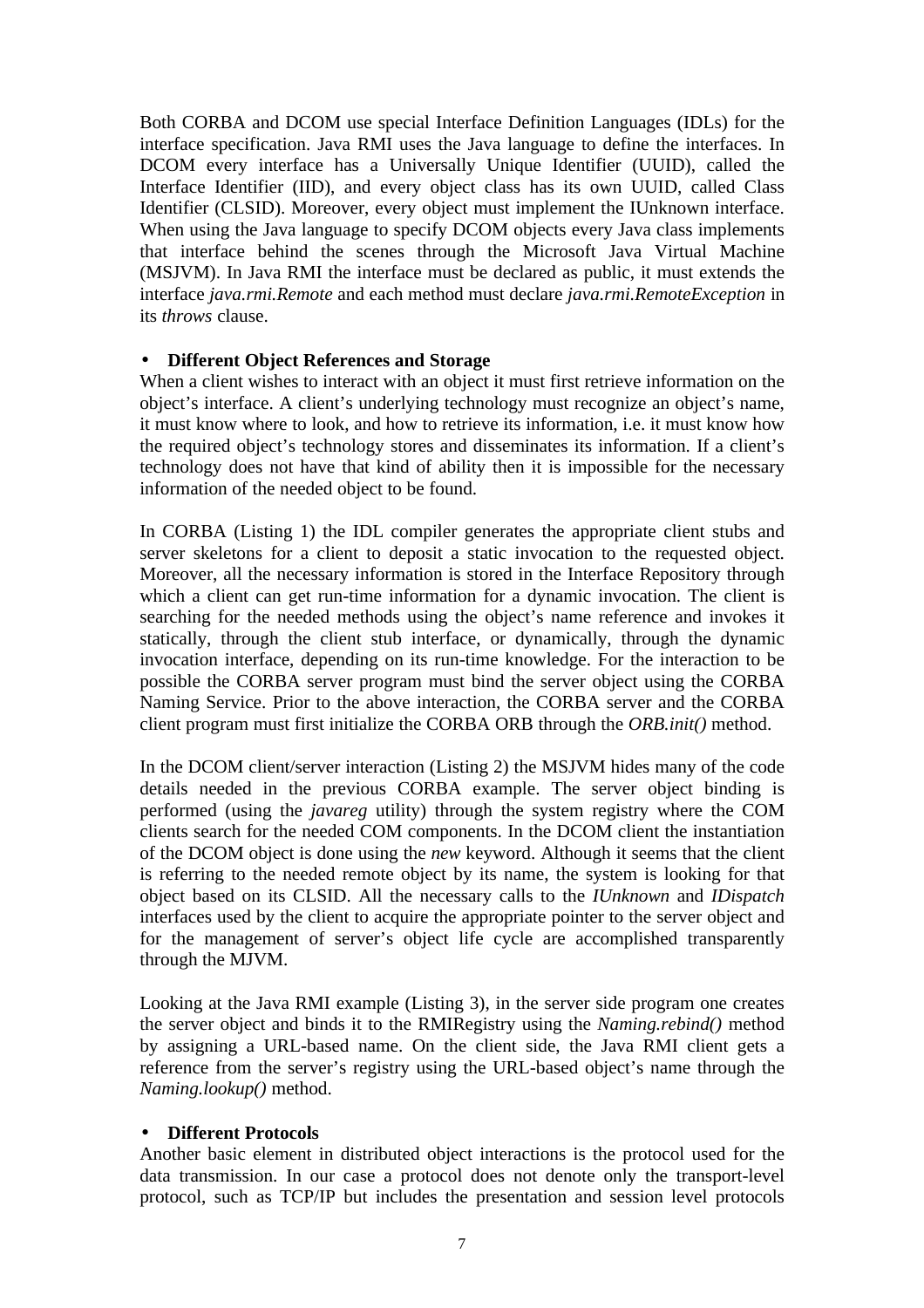Both CORBA and DCOM use special Interface Definition Languages (IDLs) for the interface specification. Java RMI uses the Java language to define the interfaces. In DCOM every interface has a Universally Unique Identifier (UUID), called the Interface Identifier (IID), and every object class has its own UUID, called Class Identifier (CLSID). Moreover, every object must implement the IUnknown interface. When using the Java language to specify DCOM objects every Java class implements that interface behind the scenes through the Microsoft Java Virtual Machine (MSJVM). In Java RMI the interface must be declared as public, it must extends the interface *java.rmi.Remote* and each method must declare *java.rmi.RemoteException* in its *throws* clause.

- **Different Object References and Storage**

When a client wishes to interact with an object it must first retrieve information on the object's interface. A client's underlying technology must recognize an object's name, it must know where to look, and how to retrieve its information, i.e. it must know how the required object's technology stores and disseminates its information. If a client's technology does not have that kind of ability then it is impossible for the necessary information of the needed object to be found.

In CORBA (Listing 1) the IDL compiler generates the appropriate client stubs and server skeletons for a client to deposit a static invocation to the requested object. Moreover, all the necessary information is stored in the Interface Repository through which a client can get run-time information for a dynamic invocation. The client is searching for the needed methods using the object's name reference and invokes it statically, through the client stub interface, or dynamically, through the dynamic invocation interface, depending on its run-time knowledge. For the interaction to be possible the CORBA server program must bind the server object using the CORBA Naming Service. Prior to the above interaction, the CORBA server and the CORBA client program must first initialize the CORBA ORB through the *ORB.init()* method.

In the DCOM client/server interaction (Listing 2) the MSJVM hides many of the code details needed in the previous CORBA example. The server object binding is performed (using the *javareg* utility) through the system registry where the COM clients search for the needed COM components. In the DCOM client the instantiation of the DCOM object is done using the *new* keyword. Although it seems that the client is referring to the needed remote object by its name, the system is looking for that object based on its CLSID. All the necessary calls to the *IUnknown* and *IDispatch* interfaces used by the client to acquire the appropriate pointer to the server object and for the management of server's object life cycle are accomplished transparently through the MJVM.

Looking at the Java RMI example (Listing 3), in the server side program one creates the server object and binds it to the RMIRegistry using the *Naming.rebind()* method by assigning a URL-based name. On the client side, the Java RMI client gets a reference from the server's registry using the URL-based object's name through the *Naming.lookup()* method.

- **Different Protocols**

Another basic element in distributed object interactions is the protocol used for the data transmission. In our case a protocol does not denote only the transport-level protocol, such as TCP/IP but includes the presentation and session level protocols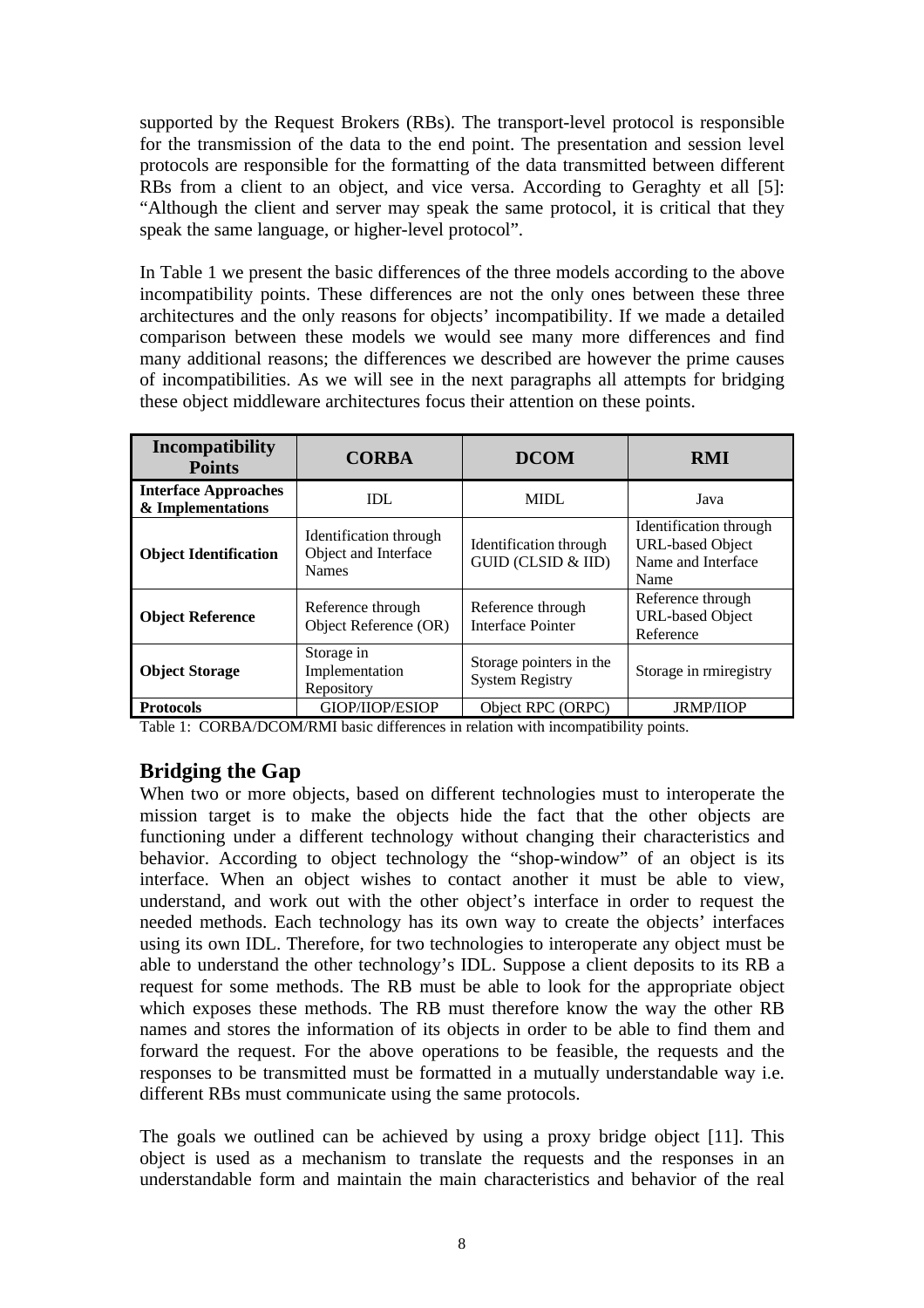supported by the Request Brokers (RBs). The transport-level protocol is responsible for the transmission of the data to the end point. The presentation and session level protocols are responsible for the formatting of the data transmitted between different RBs from a client to an object, and vice versa. According to Geraghty et all [5]: "Although the client and server may speak the same protocol, it is critical that they speak the same language, or higher-level protocol".

In Table 1 we present the basic differences of the three models according to the above incompatibility points. These differences are not the only ones between these three architectures and the only reasons for objects' incompatibility. If we made a detailed comparison between these models we would see many more differences and find many additional reasons; the differences we described are however the prime causes of incompatibilities. As we will see in the next paragraphs all attempts for bridging these object middleware architectures focus their attention on these points.

| Incompatibility Points | CORBA | DCOM | RMI |
|---|---|---|---|
| **Interface Approaches & Implementations** | IDL | MIDL | Java |
| **Object Identification** | Identification through Object and Interface Names | Identification through GUID (CLSID & IID) | Identification through URL-based Object Name and Interface Name |
| **Object Reference** | Reference through Object Reference (OR) | Reference through Interface Pointer | Reference through URL-based Object Reference |
| **Object Storage** | Storage in Implementation Repository | Storage pointers in the System Registry | Storage in rmiregistry |
| **Protocols** | GIOP/IIOP/ESIOP | Object RPC (ORPC) | JRMP/IIOP |

Table 1: CORBA/DCOM/RMI basic differences in relation with incompatibility points.

## Bridging the Gap

When two or more objects, based on different technologies must to interoperate the mission target is to make the objects hide the fact that the other objects are functioning under a different technology without changing their characteristics and behavior. According to object technology the "shop-window" of an object is its interface. When an object wishes to contact another it must be able to view, understand, and work out with the other object's interface in order to request the needed methods. Each technology has its own way to create the objects' interfaces using its own IDL. Therefore, for two technologies to interoperate any object must be able to understand the other technology's IDL. Suppose a client deposits to its RB a request for some methods. The RB must be able to look for the appropriate object which exposes these methods. The RB must therefore know the way the other RB names and stores the information of its objects in order to be able to find them and forward the request. For the above operations to be feasible, the requests and the responses to be transmitted must be formatted in a mutually understandable way i.e. different RBs must communicate using the same protocols.

The goals we outlined can be achieved by using a proxy bridge object [11]. This object is used as a mechanism to translate the requests and the responses in an understandable form and maintain the main characteristics and behavior of the real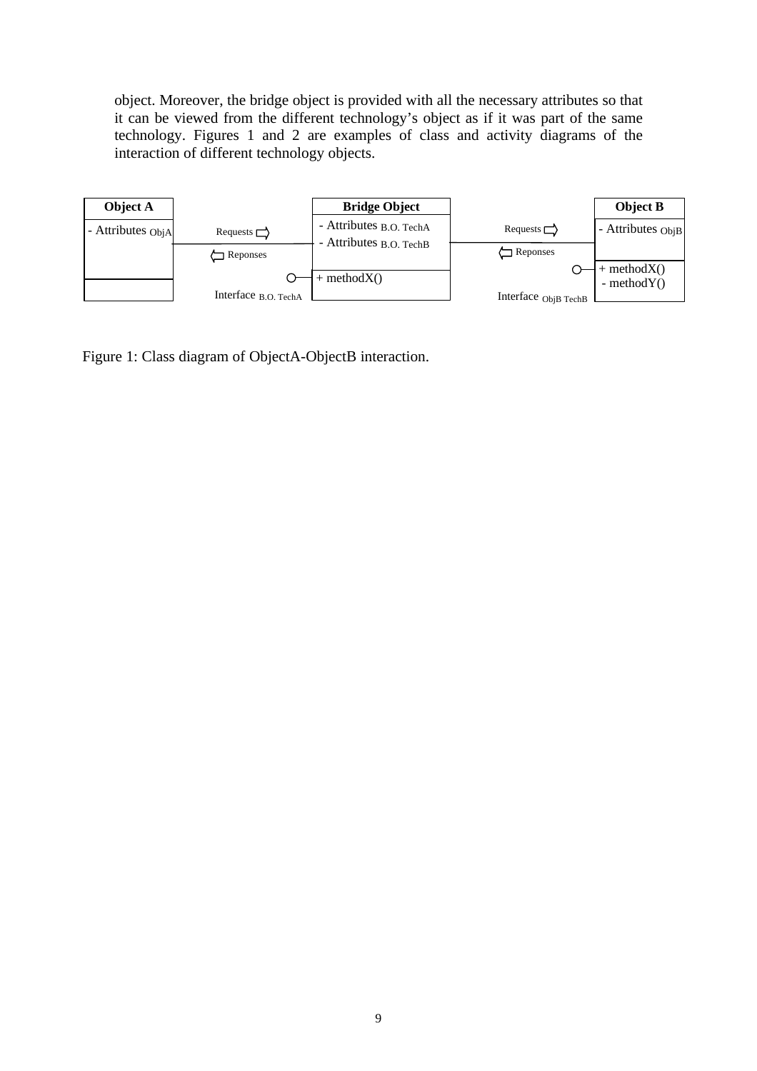object. Moreover, the bridge object is provided with all the necessary attributes so that it can be viewed from the different technology's object as if it was part of the same technology. Figures 1 and 2 are examples of class and activity diagrams of the interaction of different technology objects.

Figure 1: Class diagram of ObjectA-ObjectB interaction.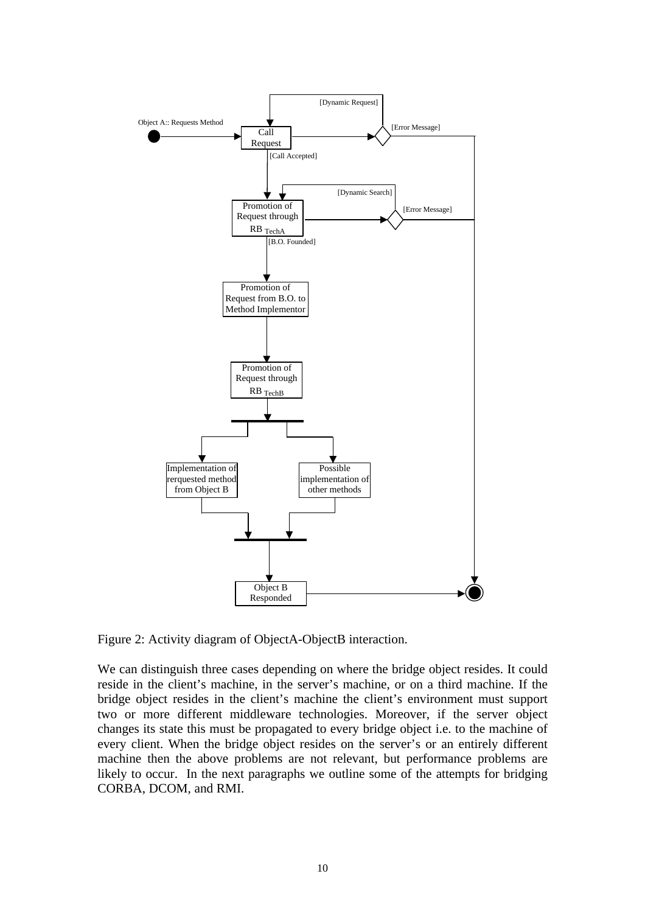Figure 2: Activity diagram of ObjectA-ObjectB interaction.

We can distinguish three cases depending on where the bridge object resides. It could reside in the client's machine, in the server's machine, or on a third machine. If the bridge object resides in the client's machine the client's environment must support two or more different middleware technologies. Moreover, if the server object changes its state this must be propagated to every bridge object i.e. to the machine of every client. When the bridge object resides on the server's or an entirely different machine then the above problems are not relevant, but performance problems are likely to occur. In the next paragraphs we outline some of the attempts for bridging CORBA, DCOM, and RMI.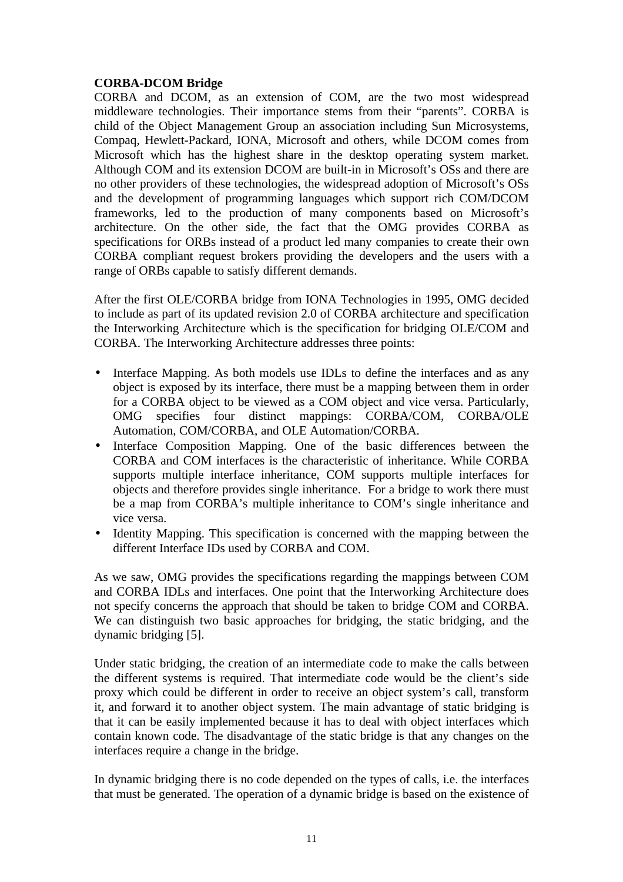**CORBA-DCOM Bridge**

CORBA and DCOM, as an extension of COM, are the two most widespread middleware technologies. Their importance stems from their "parents". CORBA is child of the Object Management Group an association including Sun Microsystems, Compaq, Hewlett-Packard, IONA, Microsoft and others, while DCOM comes from Microsoft which has the highest share in the desktop operating system market. Although COM and its extension DCOM are built-in in Microsoft's OSs and there are no other providers of these technologies, the widespread adoption of Microsoft's OSs and the development of programming languages which support rich COM/DCOM frameworks, led to the production of many components based on Microsoft's architecture. On the other side, the fact that the OMG provides CORBA as specifications for ORBs instead of a product led many companies to create their own CORBA compliant request brokers providing the developers and the users with a range of ORBs capable to satisfy different demands.

After the first OLE/CORBA bridge from IONA Technologies in 1995, OMG decided to include as part of its updated revision 2.0 of CORBA architecture and specification the Interworking Architecture which is the specification for bridging OLE/COM and CORBA. The Interworking Architecture addresses three points:

- Interface Mapping. As both models use IDLs to define the interfaces and as any object is exposed by its interface, there must be a mapping between them in order for a CORBA object to be viewed as a COM object and vice versa. Particularly, OMG specifies four distinct mappings: CORBA/COM, CORBA/OLE Automation, COM/CORBA, and OLE Automation/CORBA.
- Interface Composition Mapping. One of the basic differences between the CORBA and COM interfaces is the characteristic of inheritance. While CORBA supports multiple interface inheritance, COM supports multiple interfaces for objects and therefore provides single inheritance. For a bridge to work there must be a map from CORBA's multiple inheritance to COM's single inheritance and vice versa.
- Identity Mapping. This specification is concerned with the mapping between the different Interface IDs used by CORBA and COM.

As we saw, OMG provides the specifications regarding the mappings between COM and CORBA IDLs and interfaces. One point that the Interworking Architecture does not specify concerns the approach that should be taken to bridge COM and CORBA. We can distinguish two basic approaches for bridging, the static bridging, and the dynamic bridging [5].

Under static bridging, the creation of an intermediate code to make the calls between the different systems is required. That intermediate code would be the client's side proxy which could be different in order to receive an object system's call, transform it, and forward it to another object system. The main advantage of static bridging is that it can be easily implemented because it has to deal with object interfaces which contain known code. The disadvantage of the static bridge is that any changes on the interfaces require a change in the bridge.

In dynamic bridging there is no code depended on the types of calls, i.e. the interfaces that must be generated. The operation of a dynamic bridge is based on the existence of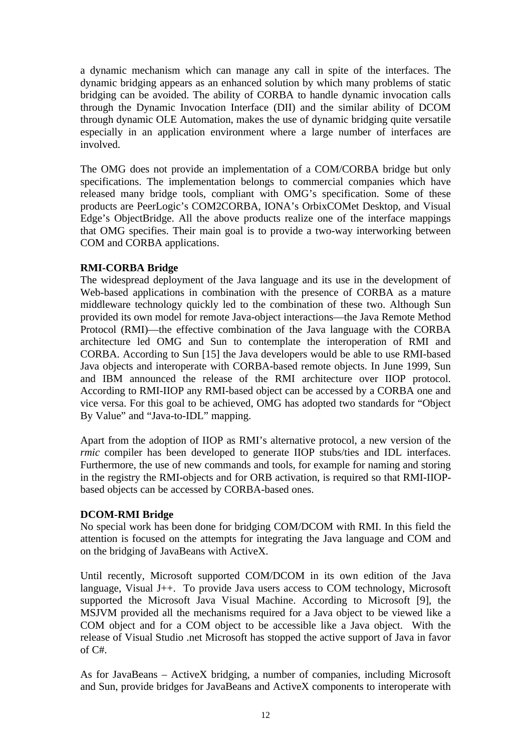a dynamic mechanism which can manage any call in spite of the interfaces. The dynamic bridging appears as an enhanced solution by which many problems of static bridging can be avoided. The ability of CORBA to handle dynamic invocation calls through the Dynamic Invocation Interface (DII) and the similar ability of DCOM through dynamic OLE Automation, makes the use of dynamic bridging quite versatile especially in an application environment where a large number of interfaces are involved.

The OMG does not provide an implementation of a COM/CORBA bridge but only specifications. The implementation belongs to commercial companies which have released many bridge tools, compliant with OMG's specification. Some of these products are PeerLogic's COM2CORBA, IONA's OrbixCOMet Desktop, and Visual Edge's ObjectBridge. All the above products realize one of the interface mappings that OMG specifies. Their main goal is to provide a two-way interworking between COM and CORBA applications.

**RMI-CORBA Bridge**

The widespread deployment of the Java language and its use in the development of Web-based applications in combination with the presence of CORBA as a mature middleware technology quickly led to the combination of these two. Although Sun provided its own model for remote Java-object interactions—the Java Remote Method Protocol (RMI)—the effective combination of the Java language with the CORBA architecture led OMG and Sun to contemplate the interoperation of RMI and CORBA. According to Sun [15] the Java developers would be able to use RMI-based Java objects and interoperate with CORBA-based remote objects. In June 1999, Sun and IBM announced the release of the RMI architecture over IIOP protocol. According to RMI-IIOP any RMI-based object can be accessed by a CORBA one and vice versa. For this goal to be achieved, OMG has adopted two standards for "Object By Value" and "Java-to-IDL" mapping.

Apart from the adoption of IIOP as RMI's alternative protocol, a new version of the *rmic* compiler has been developed to generate IIOP stubs/ties and IDL interfaces. Furthermore, the use of new commands and tools, for example for naming and storing in the registry the RMI-objects and for ORB activation, is required so that RMI-IIOP-based objects can be accessed by CORBA-based ones.

**DCOM-RMI Bridge**

No special work has been done for bridging COM/DCOM with RMI. In this field the attention is focused on the attempts for integrating the Java language and COM and on the bridging of JavaBeans with ActiveX.

Until recently, Microsoft supported COM/DCOM in its own edition of the Java language, Visual J++. To provide Java users access to COM technology, Microsoft supported the Microsoft Java Visual Machine. According to Microsoft [9], the MSJVM provided all the mechanisms required for a Java object to be viewed like a COM object and for a COM object to be accessible like a Java object. With the release of Visual Studio .net Microsoft has stopped the active support of Java in favor of C#.

As for JavaBeans – ActiveX bridging, a number of companies, including Microsoft and Sun, provide bridges for JavaBeans and ActiveX components to interoperate with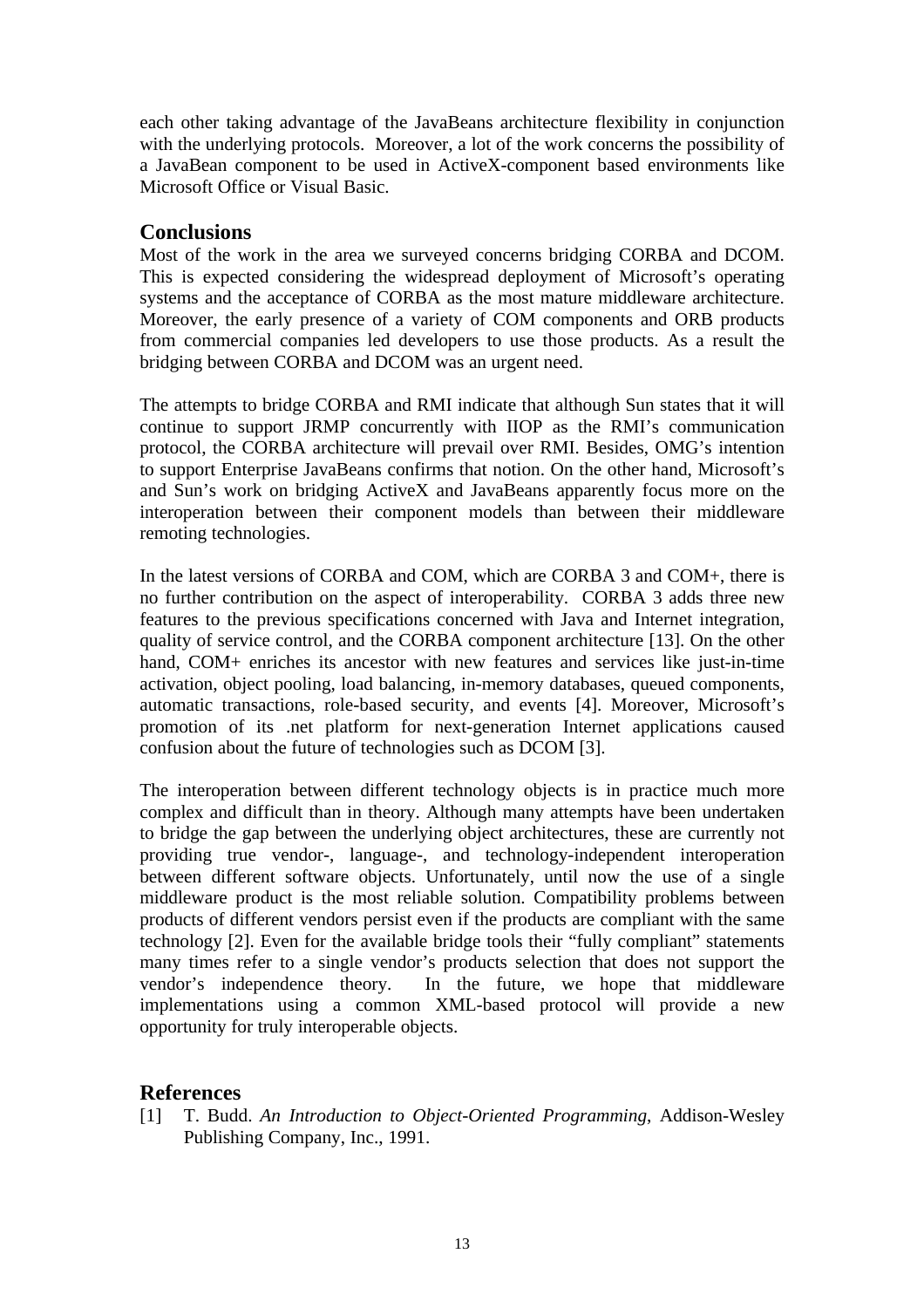each other taking advantage of the JavaBeans architecture flexibility in conjunction with the underlying protocols. Moreover, a lot of the work concerns the possibility of a JavaBean component to be used in ActiveX-component based environments like Microsoft Office or Visual Basic.

## Conclusions

Most of the work in the area we surveyed concerns bridging CORBA and DCOM. This is expected considering the widespread deployment of Microsoft's operating systems and the acceptance of CORBA as the most mature middleware architecture. Moreover, the early presence of a variety of COM components and ORB products from commercial companies led developers to use those products. As a result the bridging between CORBA and DCOM was an urgent need.

The attempts to bridge CORBA and RMI indicate that although Sun states that it will continue to support JRMP concurrently with IIOP as the RMI's communication protocol, the CORBA architecture will prevail over RMI. Besides, OMG's intention to support Enterprise JavaBeans confirms that notion. On the other hand, Microsoft's and Sun's work on bridging ActiveX and JavaBeans apparently focus more on the interoperation between their component models than between their middleware remoting technologies.

In the latest versions of CORBA and COM, which are CORBA 3 and COM+, there is no further contribution on the aspect of interoperability. CORBA 3 adds three new features to the previous specifications concerned with Java and Internet integration, quality of service control, and the CORBA component architecture [13]. On the other hand, COM+ enriches its ancestor with new features and services like just-in-time activation, object pooling, load balancing, in-memory databases, queued components, automatic transactions, role-based security, and events [4]. Moreover, Microsoft's promotion of its .net platform for next-generation Internet applications caused confusion about the future of technologies such as DCOM [3].

The interoperation between different technology objects is in practice much more complex and difficult than in theory. Although many attempts have been undertaken to bridge the gap between the underlying object architectures, these are currently not providing true vendor-, language-, and technology-independent interoperation between different software objects. Unfortunately, until now the use of a single middleware product is the most reliable solution. Compatibility problems between products of different vendors persist even if the products are compliant with the same technology [2]. Even for the available bridge tools their "fully compliant" statements many times refer to a single vendor's products selection that does not support the vendor's independence theory. In the future, we hope that middleware implementations using a common XML-based protocol will provide a new opportunity for truly interoperable objects.

## References

[1] T. Budd. *An Introduction to Object-Oriented Programming*, Addison-Wesley Publishing Company, Inc., 1991.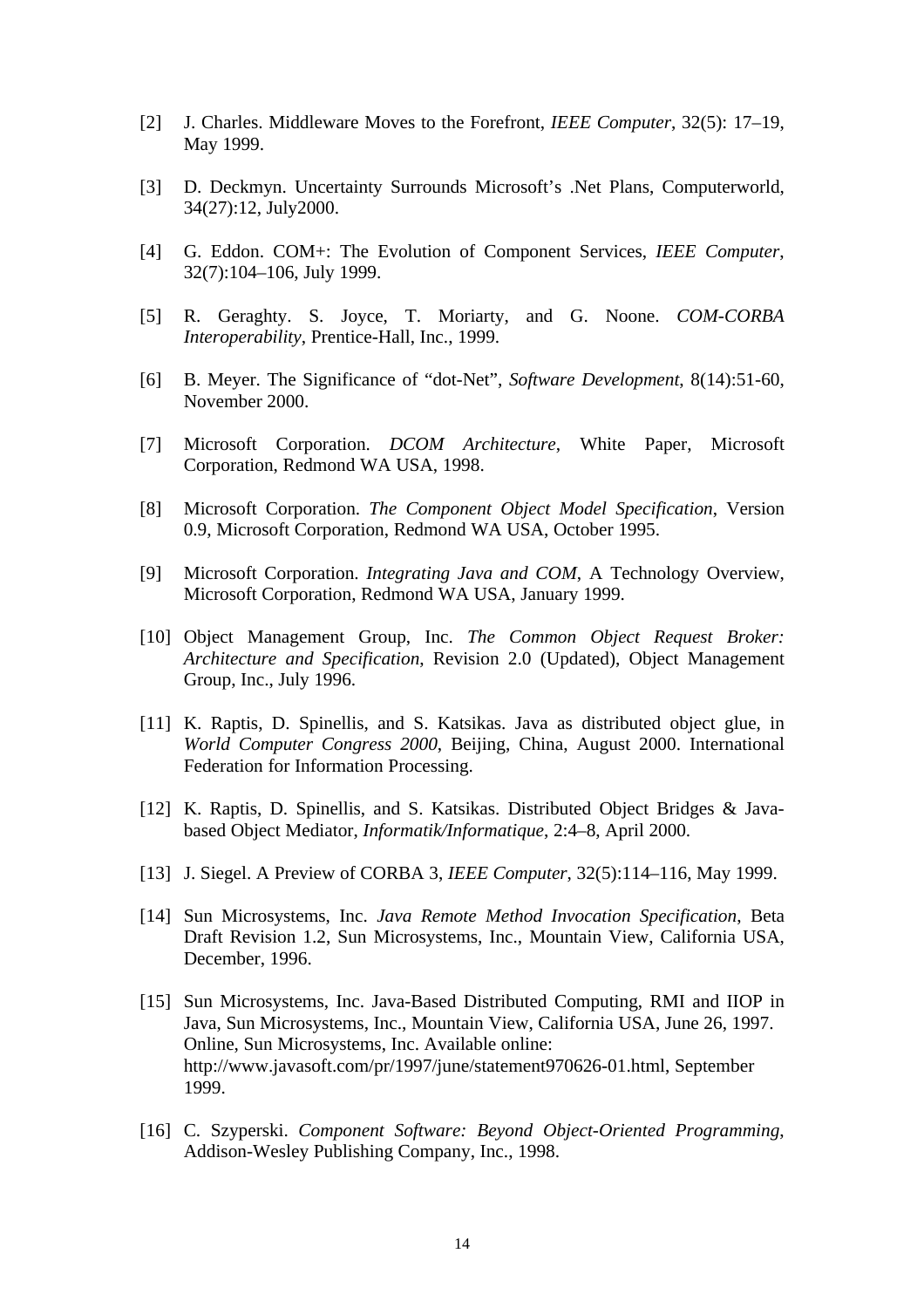[2] J. Charles. Middleware Moves to the Forefront, *IEEE Computer*, 32(5): 17–19, May 1999.

[3] D. Deckmyn. Uncertainty Surrounds Microsoft's .Net Plans, Computerworld, 34(27):12, July2000.

[4] G. Eddon. COM+: The Evolution of Component Services, *IEEE Computer*, 32(7):104–106, July 1999.

[5] R. Geraghty. S. Joyce, T. Moriarty, and G. Noone. *COM-CORBA Interoperability*, Prentice-Hall, Inc., 1999.

[6] B. Meyer. The Significance of "dot-Net", *Software Development*, 8(14):51-60, November 2000.

[7] Microsoft Corporation. *DCOM Architecture*, White Paper, Microsoft Corporation, Redmond WA USA, 1998.

[8] Microsoft Corporation. *The Component Object Model Specification*, Version 0.9, Microsoft Corporation, Redmond WA USA, October 1995.

[9] Microsoft Corporation. *Integrating Java and COM*, A Technology Overview, Microsoft Corporation, Redmond WA USA, January 1999.

[10] Object Management Group, Inc. *The Common Object Request Broker: Architecture and Specification*, Revision 2.0 (Updated), Object Management Group, Inc., July 1996.

[11] K. Raptis, D. Spinellis, and S. Katsikas. Java as distributed object glue, in *World Computer Congress 2000*, Beijing, China, August 2000. International Federation for Information Processing.

[12] K. Raptis, D. Spinellis, and S. Katsikas. Distributed Object Bridges & Java-based Object Mediator, *Informatik/Informatique*, 2:4–8, April 2000.

[13] J. Siegel. A Preview of CORBA 3, *IEEE Computer*, 32(5):114–116, May 1999.

[14] Sun Microsystems, Inc. *Java Remote Method Invocation Specification*, Beta Draft Revision 1.2, Sun Microsystems, Inc., Mountain View, California USA, December, 1996.

[15] Sun Microsystems, Inc. Java-Based Distributed Computing, RMI and IIOP in Java, Sun Microsystems, Inc., Mountain View, California USA, June 26, 1997. Online, Sun Microsystems, Inc. Available online: http://www.javasoft.com/pr/1997/june/statement970626-01.html, September 1999.

[16] C. Szyperski. *Component Software: Beyond Object-Oriented Programming*, Addison-Wesley Publishing Company, Inc., 1998.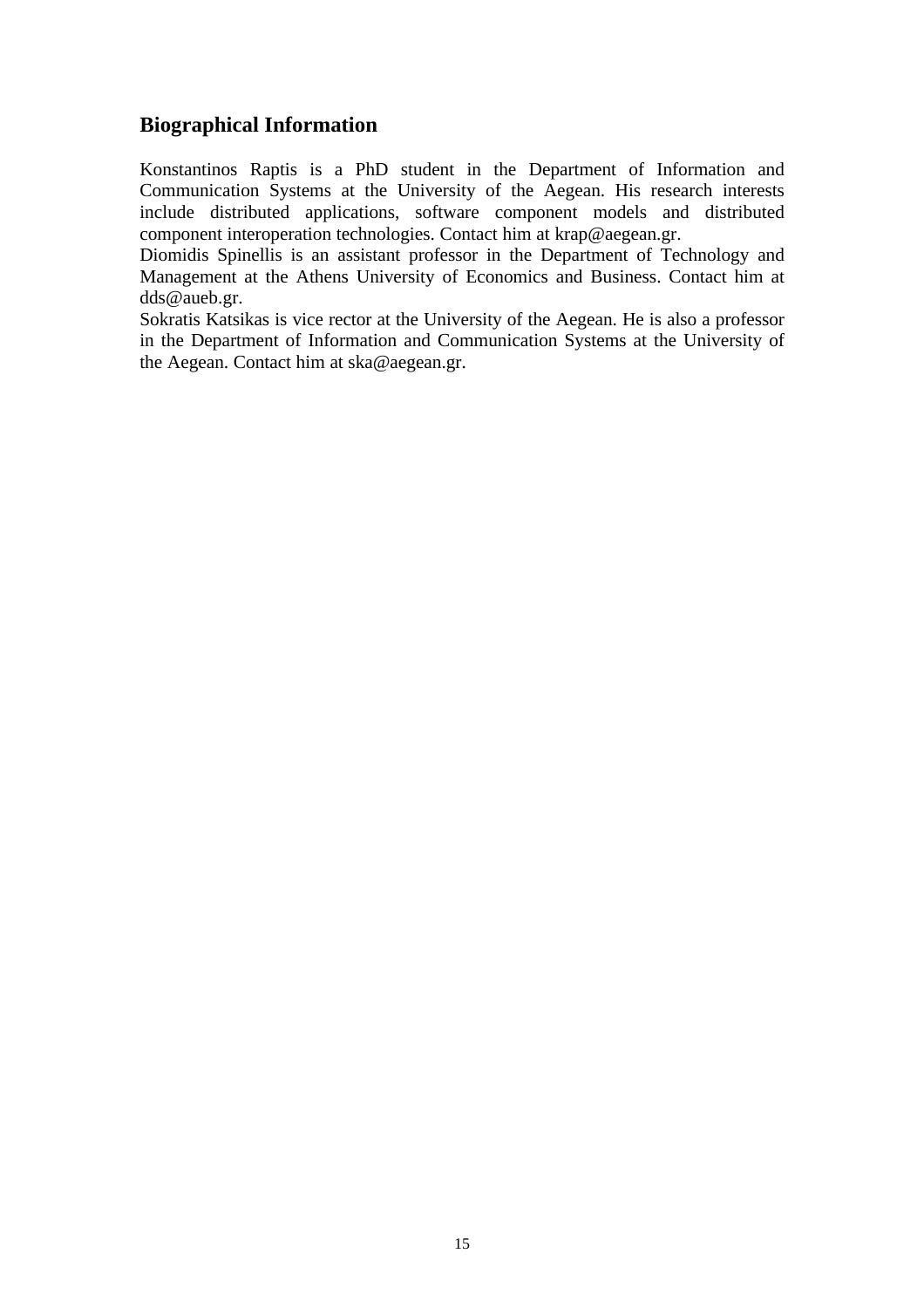## Biographical Information

Konstantinos Raptis is a PhD student in the Department of Information and Communication Systems at the University of the Aegean. His research interests include distributed applications, software component models and distributed component interoperation technologies. Contact him at krap@aegean.gr.

Diomidis Spinellis is an assistant professor in the Department of Technology and Management at the Athens University of Economics and Business. Contact him at dds@aueb.gr.

Sokratis Katsikas is vice rector at the University of the Aegean. He is also a professor in the Department of Information and Communication Systems at the University of the Aegean. Contact him at ska@aegean.gr.